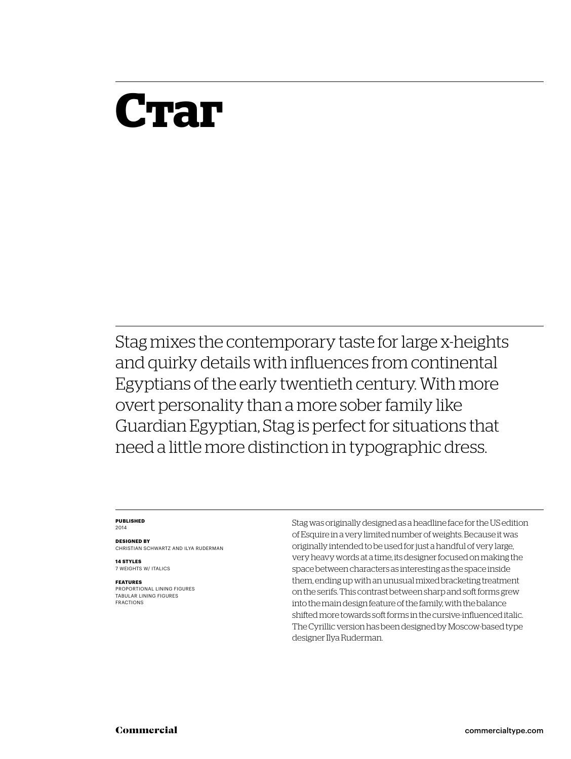# Стаг

Stag mixes the contemporary taste for large x-heights and quirky details with influences from continental Egyptians of the early twentieth century. With more overt personality than a more sober family like Guardian Egyptian, Stag is perfect for situations that need a little more distinction in typographic dress.

**PUBLISHED**
2014

**DESIGNED BY**
CHRISTIAN SCHWARTZ AND ILYA RUDERMAN

**14 STYLES**
7 WEIGHTS W/ ITALICS

**FEATURES**
PROPORTIONAL LINING FIGURES
TABULAR LINING FIGURES
FRACTIONS

Stag was originally designed as a headline face for the US edition of Esquire in a very limited number of weights. Because it was originally intended to be used for just a handful of very large, very heavy words at a time, its designer focused on making the space between characters as interesting as the space inside them, ending up with an unusual mixed bracketing treatment on the serifs. This contrast between sharp and soft forms grew into the main design feature of the family, with the balance shifted more towards soft forms in the cursive-influenced italic. The Cyrillic version has been designed by Moscow-based type designer Ilya Ruderman.

**Commercial** commercialtype.com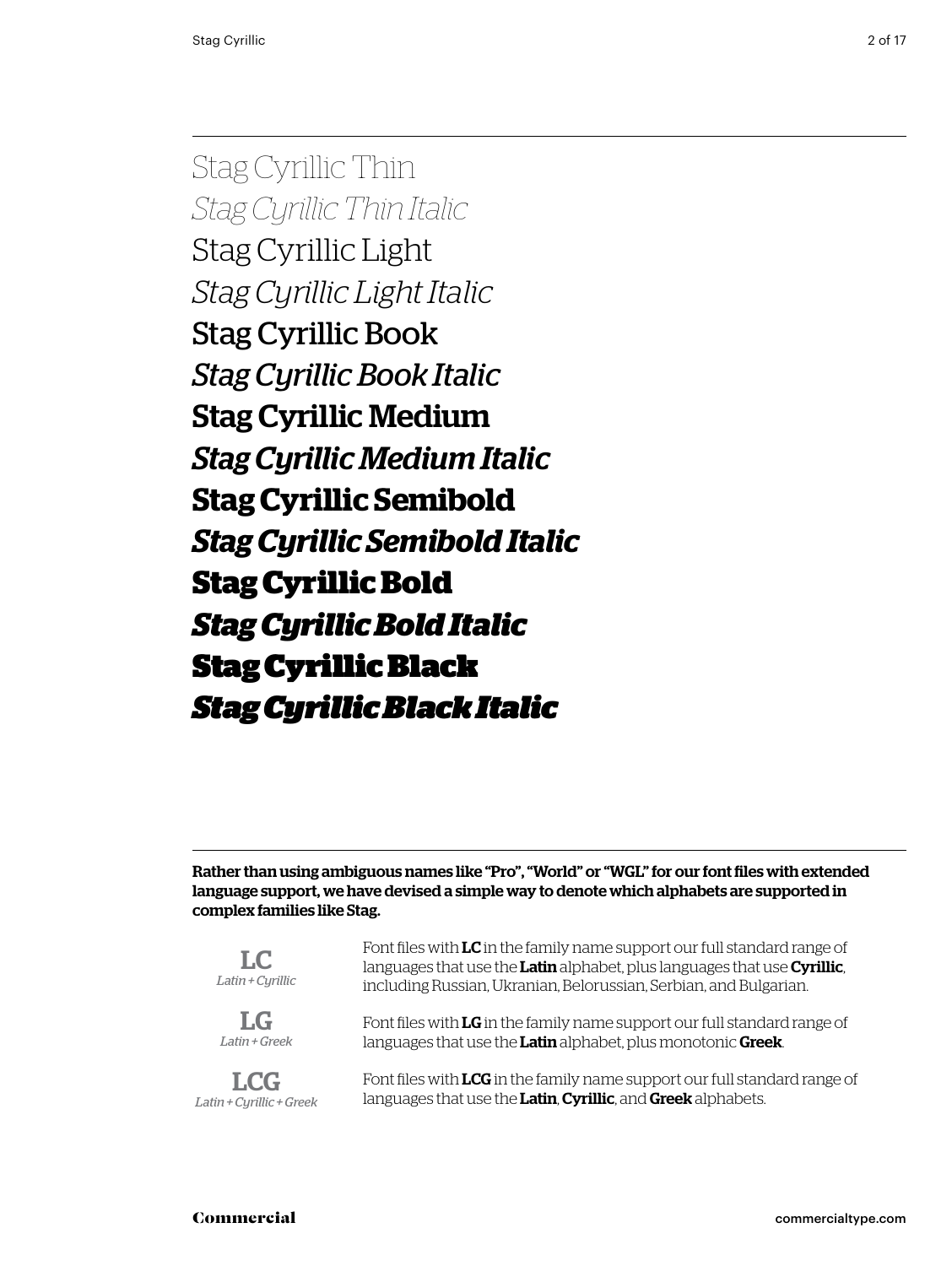Stag Cyrillic Thin

*Stag Cyrillic Thin Italic*

Stag Cyrillic Light

*Stag Cyrillic Light Italic*

Stag Cyrillic Book

*Stag Cyrillic Book Italic*

**Stag Cyrillic Medium**

***Stag Cyrillic Medium Italic***

**Stag Cyrillic Semibold**

***Stag Cyrillic Semibold Italic***

**Stag Cyrillic Bold**

***Stag Cyrillic Bold Italic***

**Stag Cyrillic Black**

***Stag Cyrillic Black Italic***

---

**Rather than using ambiguous names like "Pro", "World" or "WGL" for our font files with extended language support, we have devised a simple way to denote which alphabets are supported in complex families like Stag.**

**LC**
*Latin + Cyrillic*

Font files with **LC** in the family name support our full standard range of languages that use the **Latin** alphabet, plus languages that use **Cyrillic**, including Russian, Ukranian, Belorussian, Serbian, and Bulgarian.

**LG**
*Latin + Greek*

Font files with **LG** in the family name support our full standard range of languages that use the **Latin** alphabet, plus monotonic **Greek**.

**LCG**
*Latin + Cyrillic + Greek*

Font files with **LCG** in the family name support our full standard range of languages that use the **Latin**, **Cyrillic**, and **Greek** alphabets.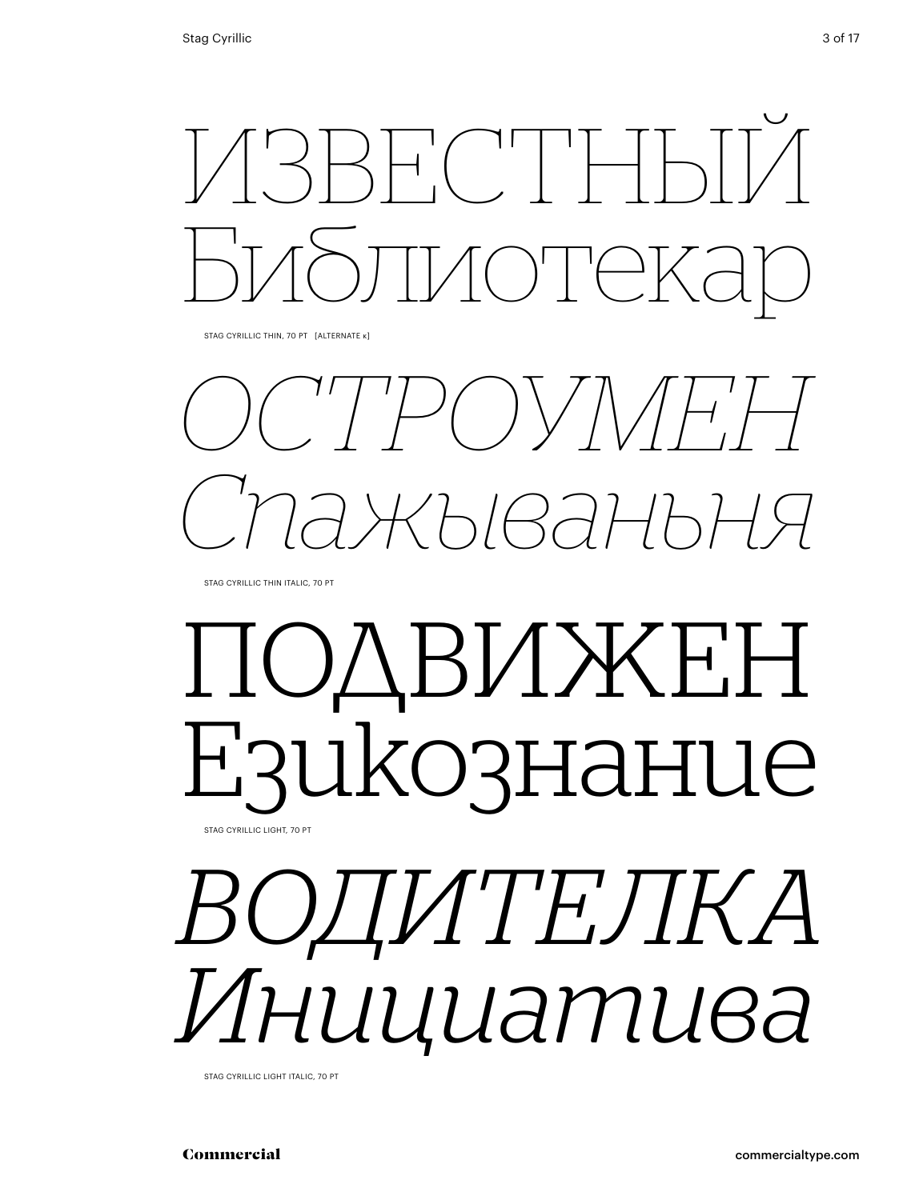ИЗВЕСТНЫЙ
Библиотекар

STAG CYRILLIC THIN, 70 PT [ALTERNATE к]

*ОСТРОУМЕН*
*Спажываньня*

STAG CYRILLIC THIN ITALIC, 70 PT

ПОДВИЖЕН
Езикознание

STAG CYRILLIC LIGHT, 70 PT

*ВОДИТЕЛКА*
*Инициатива*

STAG CYRILLIC LIGHT ITALIC, 70 PT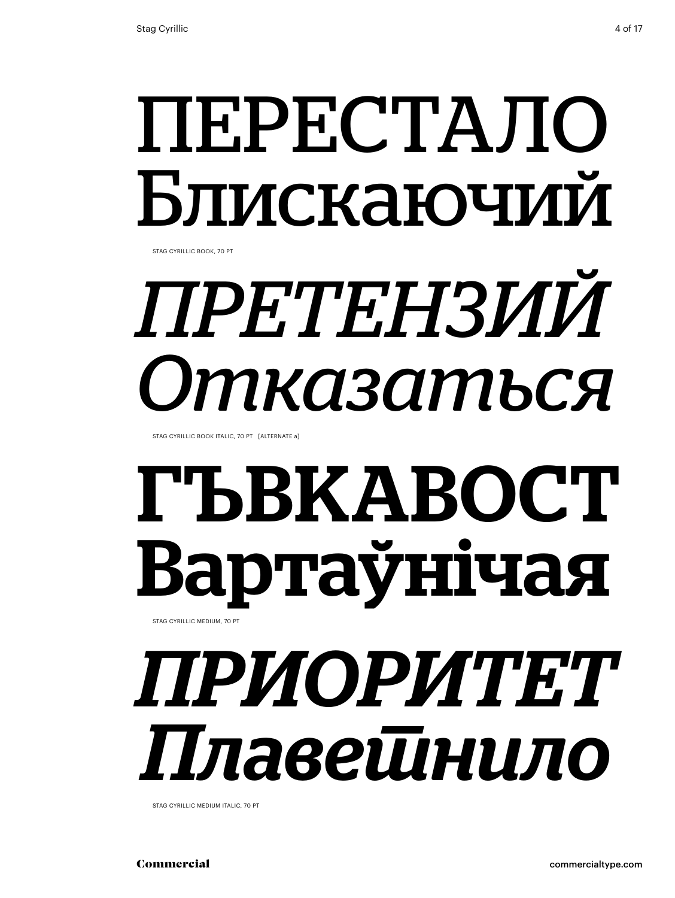ПЕРЕСТАЛО
Блискаючий

STAG CYRILLIC BOOK, 70 PT

*ПРЕТЕНЗИЙ*
*Отказаться*

STAG CYRILLIC BOOK ITALIC, 70 PT [ALTERNATE a]

**ГЪВКАВОСТ**
**Вартаўнічая**

STAG CYRILLIC MEDIUM, 70 PT

***ПРИОРИТЕТ***
***Плаветтнило***

STAG CYRILLIC MEDIUM ITALIC, 70 PT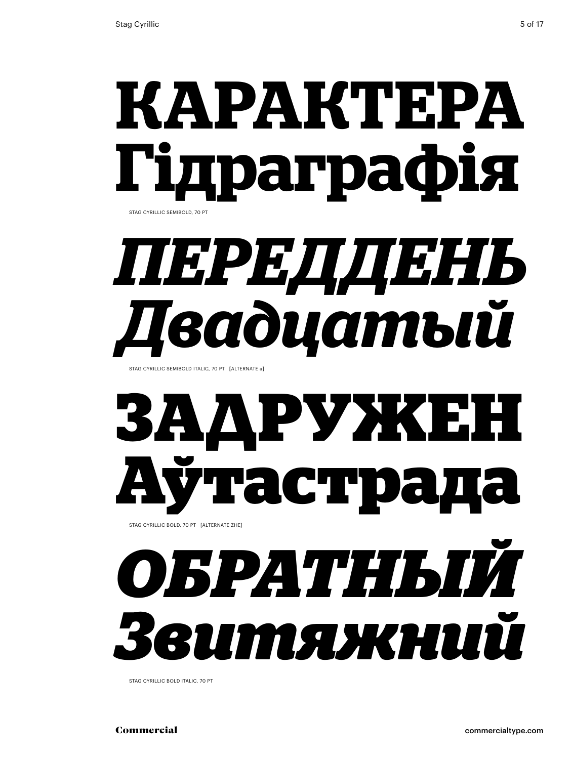# **КАРАКТЕРА Гідраграфія**

STAG CYRILLIC SEMIBOLD, 70 PT

# ***ПЕРЕДДЕНЬ Двадцатый***

STAG CYRILLIC SEMIBOLD ITALIC, 70 PT [ALTERNATE a]

# **ЗАДРУЖЕН Аўтастрада**

STAG CYRILLIC BOLD, 70 PT [ALTERNATE ZHE]

# ***ОБРАТНЫЙ Звитяжний***

STAG CYRILLIC BOLD ITALIC, 70 PT

Commercial

commercialtype.com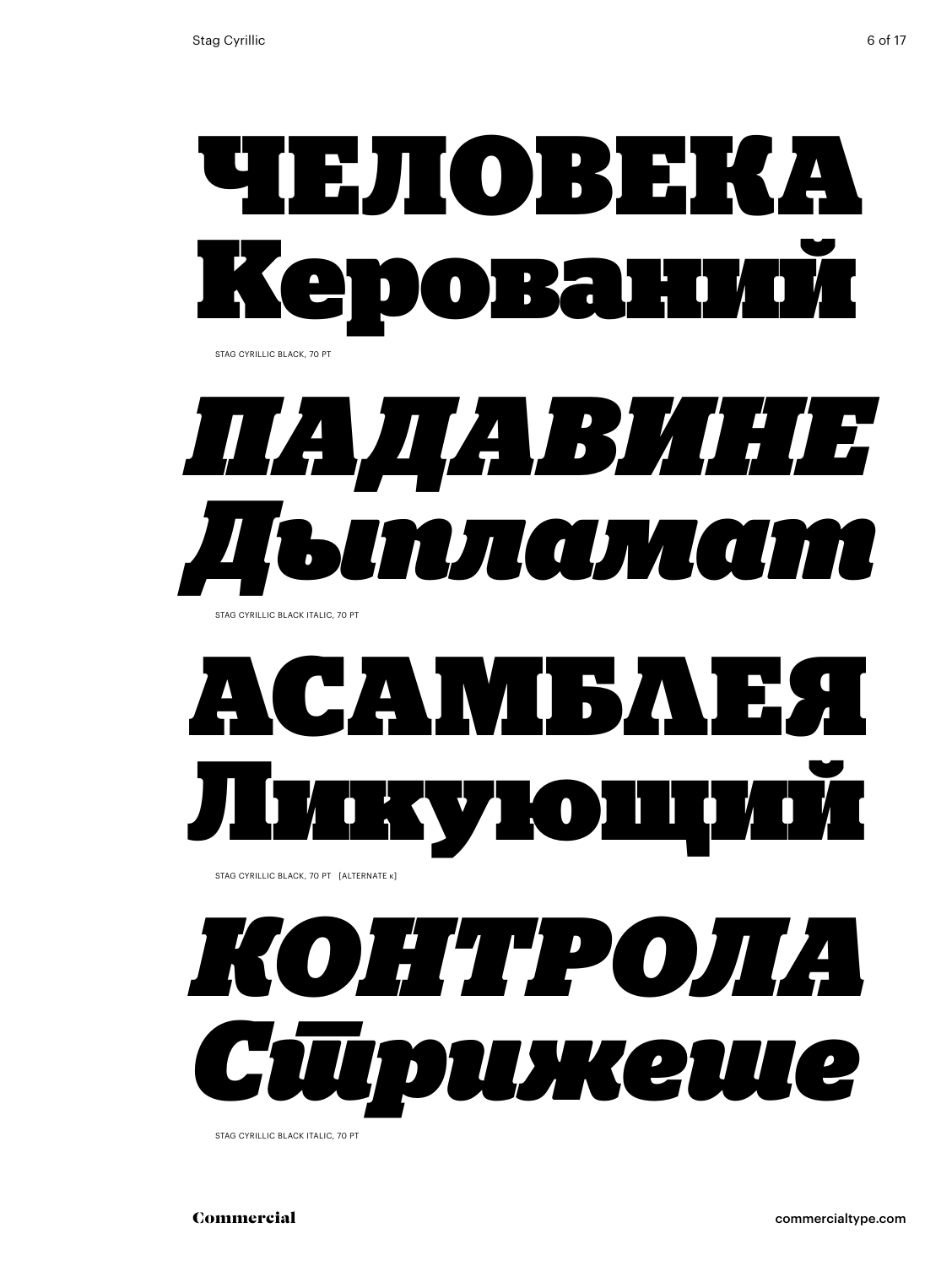**ЧЕЛОВЕКА**
**Керований**

STAG CYRILLIC BLACK, 70 PT

***ПАДАВИНЕ***
***Дыпламат***

STAG CYRILLIC BLACK ITALIC, 70 PT

**АСАМБЛЕЯ**
**Ликующий**

STAG CYRILLIC BLACK, 70 PT [ALTERNATE к]

***КОНТРОЛА***
***Стрижеше***

STAG CYRILLIC BLACK ITALIC, 70 PT

Commercial

commercialtype.com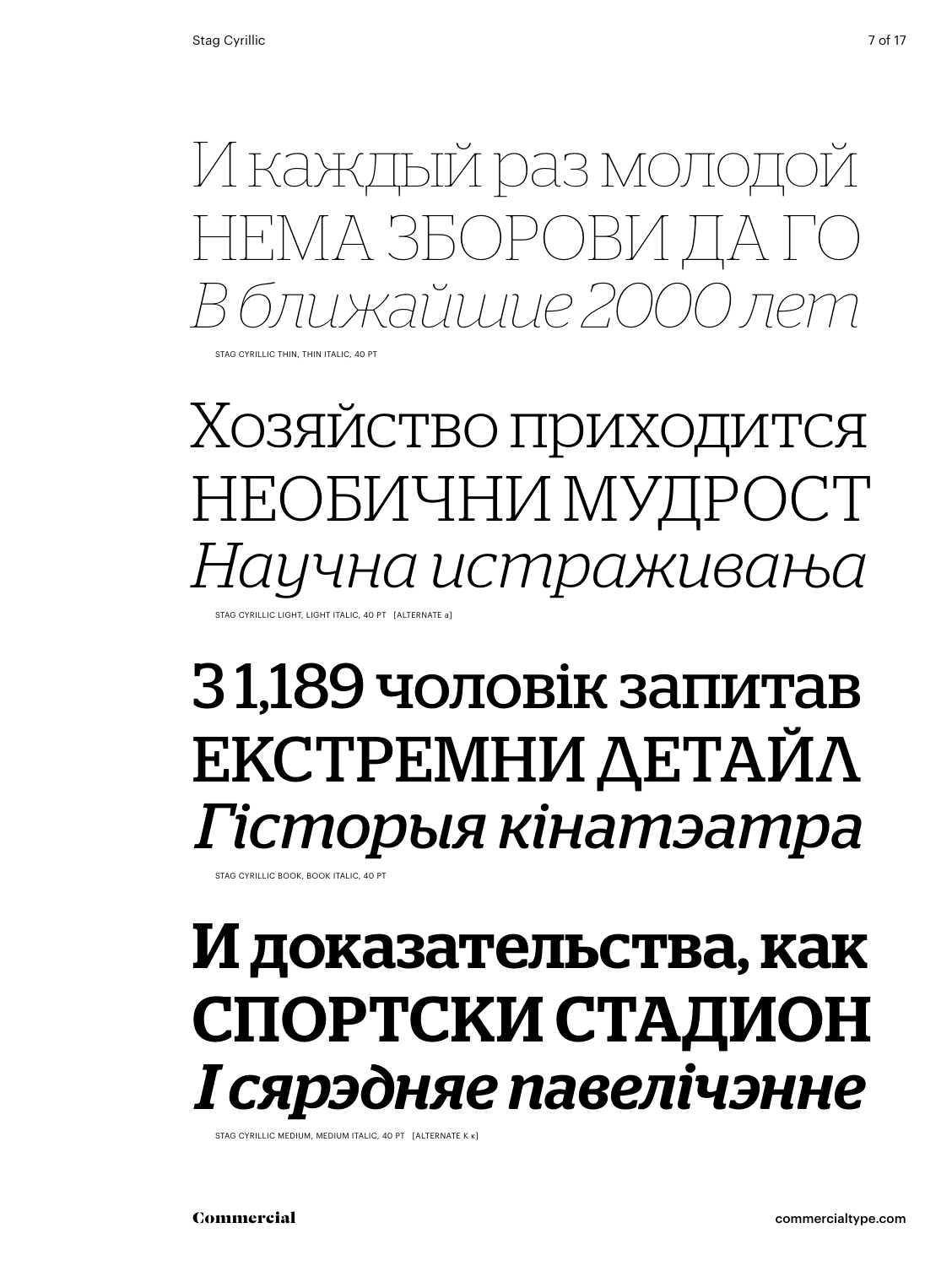И каждый раз молодой
НЕМА ЗБОРОВИ ДА ГО
*В ближайшие 2000 лет*

STAG CYRILLIC THIN, THIN ITALIC, 40 PT

Хозяйство приходится
НЕОБИЧНИ МУДРОСТ
*Научна истраживања*

STAG CYRILLIC LIGHT, LIGHT ITALIC, 40 PT [ALTERNATE а]

З 1,189 чоловік запитав
ЕКСТРЕМНИ ДЕТАЙЛ
*Гісторыя кінатэатра*

STAG CYRILLIC BOOK, BOOK ITALIC, 40 PT

**И доказательства, как**
**СПОРТСКИ СТАДИОН**
***І сярэдняе павелічэнне***

STAG CYRILLIC MEDIUM, MEDIUM ITALIC, 40 PT [ALTERNATE К к]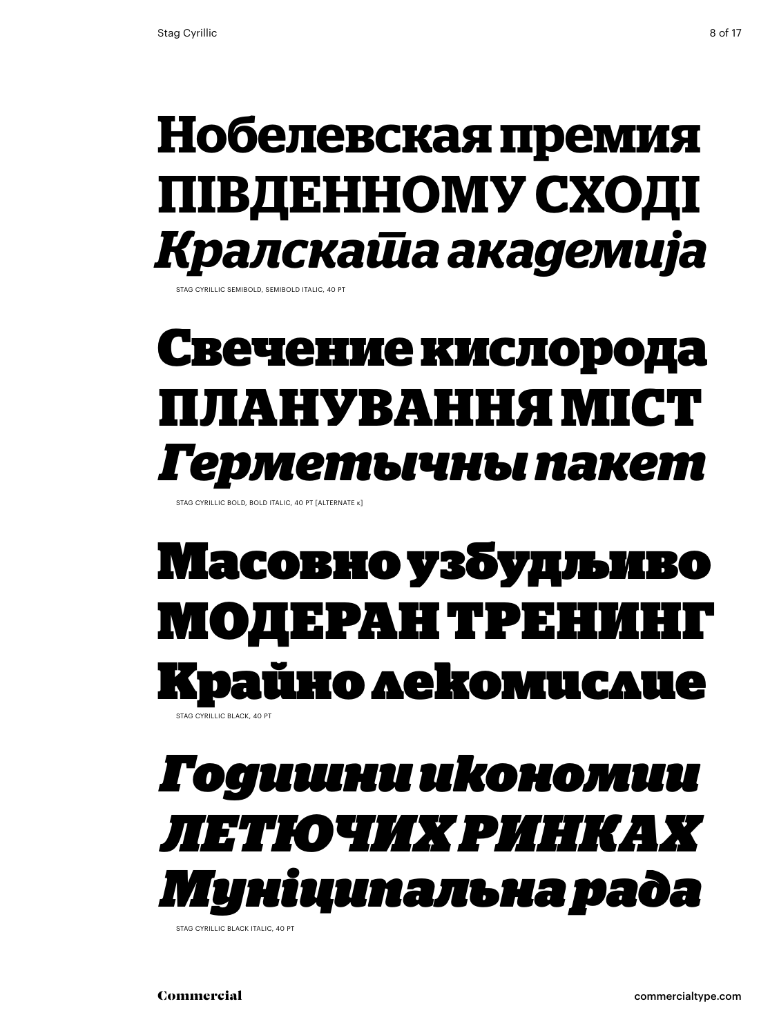**Нобелевская премия**
**ПІВДЕННОМУ СХОДІ**
***Кралската академија***

STAG CYRILLIC SEMIBOLD, SEMIBOLD ITALIC, 40 PT

**Свечение кислорода**
**ПЛАНУВАННЯ МІСТ**
***Герметычны пакет***

STAG CYRILLIC BOLD, BOLD ITALIC, 40 PT [ALTERNATE к]

**Масовно узбудљиво**
**МОДЕРАН ТРЕНИНГ**
**Крайно лекомислие**

STAG CYRILLIC BLACK, 40 PT

***Годишни икономии***
***ЛЕТЮЧИХ РИНКАХ***
***Муніципальна рада***

STAG CYRILLIC BLACK ITALIC, 40 PT

Commercial

commercialtype.com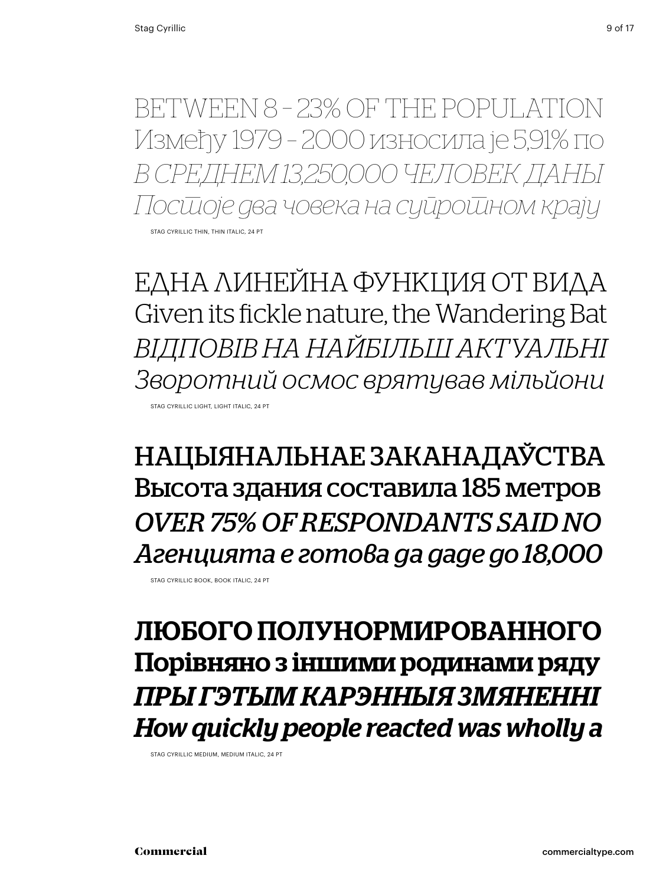BETWEEN 8 – 23% OF THE POPULATION
Између 1979 – 2000 износила је 5,91% по
*В СРЕДНЕМ 13,250,000 ЧЕЛОВЕК ДАНЫ*
*Постоје два човека на супротном крају*

STAG CYRILLIC THIN, THIN ITALIC, 24 PT

ЕДНА ЛИНЕЙНА ФУНКЦИЯ ОТ ВИДА
Given its fickle nature, the Wandering Bat
*ВІДПОВІВ НА НАЙБІЛЬШ АКТУАЛЬНІ*
*Зворотний осмос врятував мільйони*

STAG CYRILLIC LIGHT, LIGHT ITALIC, 24 PT

НАЦЫЯНАЛЬНАЕ ЗАКАНАДАЎСТВА
Высота здания составила 185 метров
*OVER 75% OF RESPONDANTS SAID NO*
*Агенцията е готова да даде до 18,000*

STAG CYRILLIC BOOK, BOOK ITALIC, 24 PT

ЛЮБОГО ПОЛУНОРМИРОВАННОГО
Порівняно з іншими родинами ряду
*ПРЫ ГЭТЫМ КАРЭННЫЯ ЗМЯНЕННІ*
*How quickly people reacted was wholly a*

STAG CYRILLIC MEDIUM, MEDIUM ITALIC, 24 PT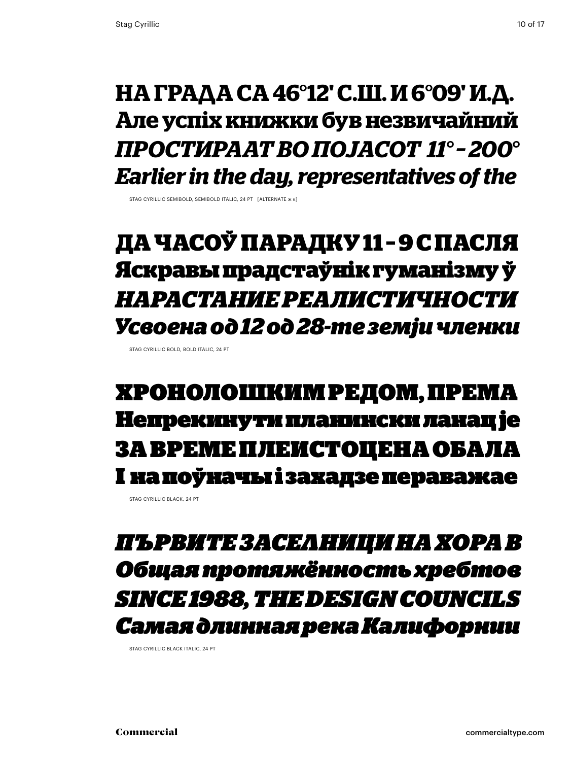**НА ГРАДА СА 46°12' С.Ш. И 6°09' И.Д.**
**Але успіх книжки був незвичайний**
***ПРОСТИРААТ ВО ПОЈАСОТ 11° – 200°***
***Earlier in the day, representatives of the***

STAG CYRILLIC SEMIBOLD, SEMIBOLD ITALIC, 24 PT [ALTERNATE ж к]

**ДА ЧАСОЎ ПАРАДКУ 11 – 9 С ПАСЛЯ**
**Яскравы прадстаўнік гуманізму ў**
***НАРАСТАНИЕ РЕАЛИСТИЧНОСТИ***
***Усвоена од 12 од 28-те земји членки***

STAG CYRILLIC BOLD, BOLD ITALIC, 24 PT

**ХРОНОЛОШКИМ РЕДОМ, ПРЕМА**
**Непрекинути планински ланац је**
**ЗА ВРЕМЕ ПЛЕИСТОЦЕНА ОБАЛА**
**І на поўначы і захадзе пераважае**

STAG CYRILLIC BLACK, 24 PT

***ПЪРВИТЕ ЗАСЕЛНИЦИ НА ХОРА В***
***Общая протяжённость хребтов***
***SINCE 1988, THE DESIGN COUNCILS***
***Самая длинная река Калифорнии***

STAG CYRILLIC BLACK ITALIC, 24 PT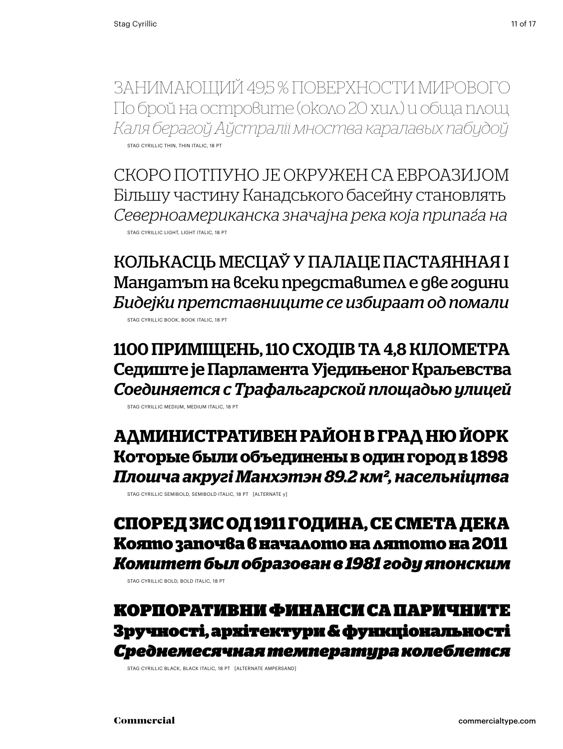ЗАНИМАЮЩИЙ 49,5 % ПОВЕРХНОСТИ МИРОВОГО
По брой на островите (около 20 хил.) и обща площ
*Каля берагоў Аўстраліі мноства каралавых пабудоў*

STAG CYRILLIC THIN, THIN ITALIC, 18 PT

СКОРО ПОТПУНО ЈЕ ОКРУЖЕН СА ЕВРОАЗИЈОМ
Більшу частину Канадського басейну становлять
*Северноамериканска значајна река која припаѓа на*

STAG CYRILLIC LIGHT, LIGHT ITALIC, 18 PT

КОЛЬКАСЦЬ МЕСЦАЎ У ПАЛАЦЕ ПАСТАЯННАЯ І
Мандатът на всеки представител е две години
*Бидејќи претставниците се избираат од помали*

STAG CYRILLIC BOOK, BOOK ITALIC, 18 PT

**1100 ПРИМІЩЕНЬ, 110 СХОДІВ ТА 4,8 КІЛОМЕТРА**
**Седиште је Парламента Уједињеног Краљевства**
***Соединяется с Трафальгарской площадью улицей***

STAG CYRILLIC MEDIUM, MEDIUM ITALIC, 18 PT

**АДМИНИСТРАТИВЕН РАЙОН В ГРАД НЮ ЙОРК**
**Которые были объединены в один город в 1898**
***Плошча акругі Манхэтэн 89.2 км², насельніцтва***

STAG CYRILLIC SEMIBOLD, SEMIBOLD ITALIC, 18 PT [ALTERNATE у]

**СПОРЕД ЗИС ОД 1911 ГОДИНА, СЕ СМЕТА ДЕКА**
**Която започва в началото на лятото на 2011**
***Комитет был образован в 1981 году японским***

STAG CYRILLIC BOLD, BOLD ITALIC, 18 PT

**КОРПОРАТИВНИ ФИНАНСИ СА ПАРИЧНИТЕ**
**Зручності, архітектури & функціональності**
***Среднемесячная температура колеблется***

STAG CYRILLIC BLACK, BLACK ITALIC, 18 PT [ALTERNATE AMPERSAND]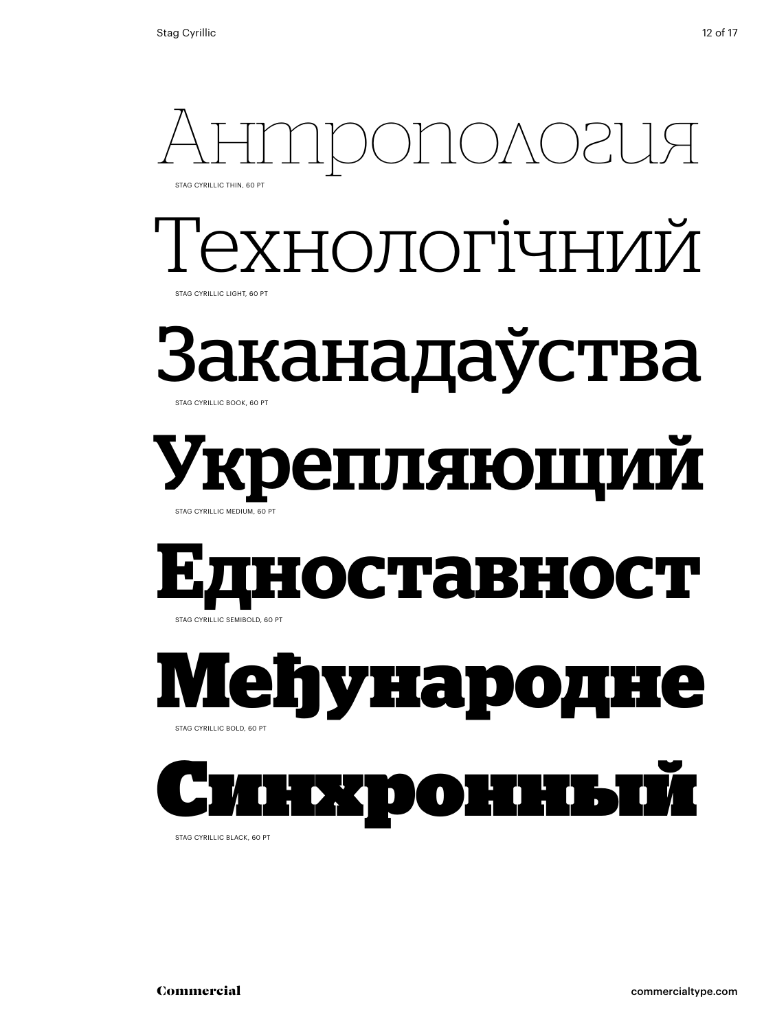Антропология

STAG CYRILLIC THIN, 60 PT

Технологічний

STAG CYRILLIC LIGHT, 60 PT

Заканадаўства

STAG CYRILLIC BOOK, 60 PT

Укрепляющий

STAG CYRILLIC MEDIUM, 60 PT

Едноставност

STAG CYRILLIC SEMIBOLD, 60 PT

Međународне

STAG CYRILLIC BOLD, 60 PT

Синхронный

STAG CYRILLIC BLACK, 60 PT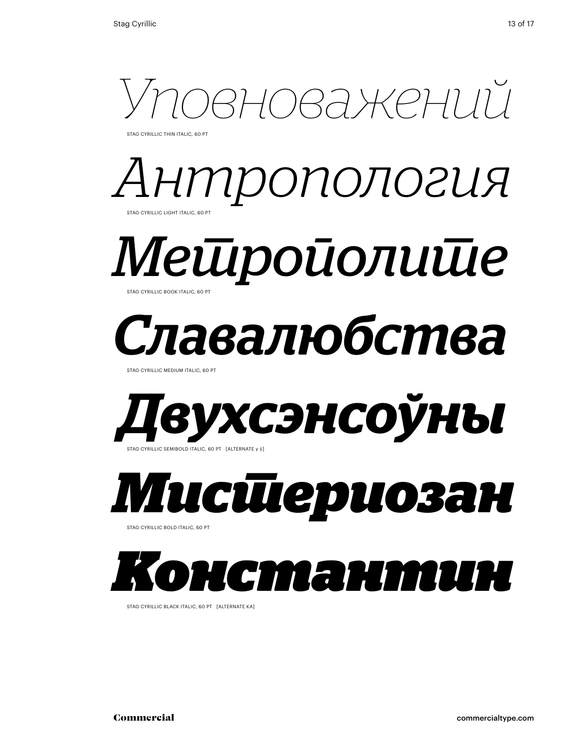*Уповноважений*

STAG CYRILLIC THIN ITALIC, 60 PT

*Антропология*

STAG CYRILLIC LIGHT ITALIC, 60 PT

*Метрополите*

STAG CYRILLIC BOOK ITALIC, 60 PT

***Славалюбства***

STAG CYRILLIC MEDIUM ITALIC, 60 PT

***Двухсэнсоўны***

STAG CYRILLIC SEMIBOLD ITALIC, 60 PT [ALTERNATE у ў]

***Мистериозан***

STAG CYRILLIC BOLD ITALIC, 60 PT

***Константин***

STAG CYRILLIC BLACK ITALIC, 60 PT [ALTERNATE КА]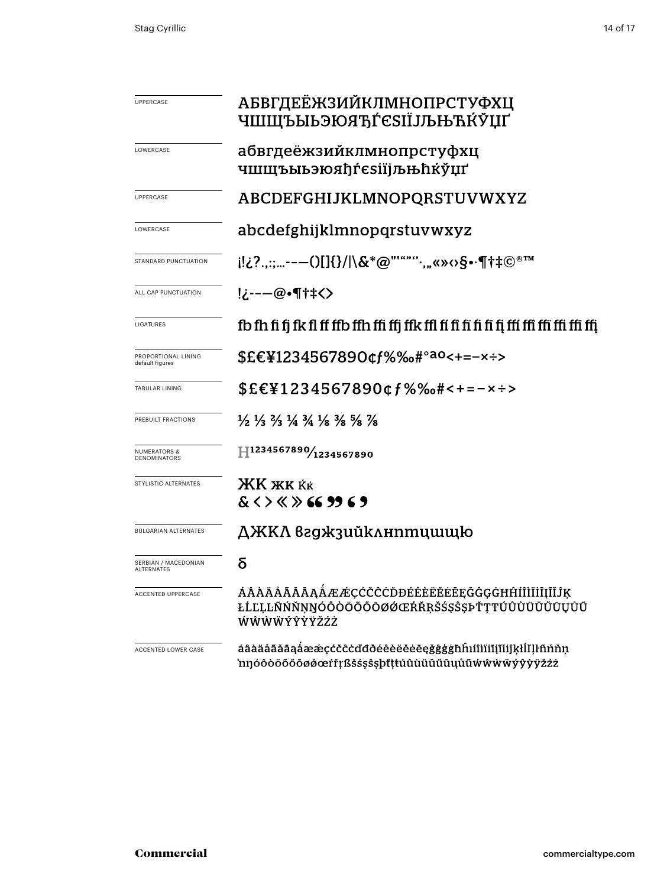| | |
|---|---|
| UPPERCASE | АБВГДЕЁЖЗИЙКЛМНОПРСТУФХЦ ЧШЩЪЫЬЭЮЯЂЃЄЅІЇЈЉЊЋЌЎЏҐ |
| LOWERCASE | абвгдеёжзийклмнопрстуфхц чшщъыьэюяђѓєѕіїјљњћќўџґ |
| UPPERCASE | ABCDEFGHIJKLMNOPQRSTUVWXYZ |
| LOWERCASE | abcdefghijklmnopqrstuvwxyz |
| STANDARD PUNCTUATION | ¡!¿?.,:;…-–—()[]{}/\|\&*@"'“”‘’·,„«»‹›§•·¶†‡©®™ |
| ALL CAP PUNCTUATION | !¿-–—@•¶†‡‹› |
| LIGATURES | fb fh fi fj fk fl ff ffb ffh ffi ffj ffk ffl fí fì fï fī fī fį ffí ffì ffï ffī ffī ffį |
| PROPORTIONAL LINING default figures | $£€¥1234567890¢ƒ%‰#°ªº<+=−×÷> |
| TABULAR LINING | $£€¥1234567890¢ƒ%‰#<+=−×÷> |
| PREBUILT FRACTIONS | ½ ⅓ ⅔ ¼ ¾ ⅛ ⅜ ⅝ ⅞ |
| NUMERATORS & DENOMINATORS | H1234567890⁄1234567890 |
| STYLISTIC ALTERNATES | ЖК жк Ќќ & ‹ › « » “ ” ‘ ’ |
| BULGARIAN ALTERNATES | ДЖКЛ вгджзийклнптцшщю |
| SERBIAN / MACEDONIAN ALTERNATES | б |
| ACCENTED UPPERCASE | ÁÂÀÄÅÃĂĀĄǺÆǼÇĆČĈĊĎĐÉÊÈËĚĖĒĘĞĜĢĠĦĤÍÎÌÏİĪĮĨĬĴĶŁĹĽĻĿÑŃŇŅŊÓÔÒÖÕŐŌØǾŒŔŘŖŠŚŞŜȘÞŤŢŦÚÛÙÜŬŰŪŲŮŨẂŴẀẄÝŶỲŸŽŹŻ |
| ACCENTED LOWER CASE | áâàäåãăāąǻæǽçćčĉċďđðéêèëěėēęğĝģġħĥıíîìïīįĩĭȷķłĺľļŀñńňņŉŋóôòöõőōøǿœŕřŗßšśşŝșþťţŧúûùüŭűūųůũẃŵẁẅýŷỳÿžźż |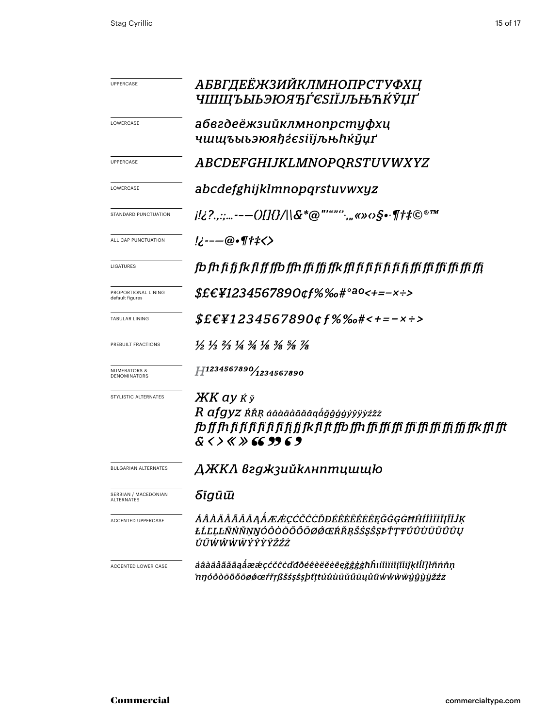| | |
|---|---|
| UPPERCASE | *АБВГДЕЁЖЗИЙКЛМНОПРСТУФХЦ ЧШЩЪЫЬЭЮЯЂЃЄЅІЇЈЉЊЋЌЎЏҐ* |
| LOWERCASE | *абвгдеёжзийклмнопрстуфхц чшщъыьэюяђѓєѕіїјљњћќўџґ* |
| UPPERCASE | *ABCDEFGHIJKLMNOPQRSTUVWXYZ* |
| LOWERCASE | *abcdefghijklmnopqrstuvwxyz* |
| STANDARD PUNCTUATION | *¡!¿?.,:;…-–—()[]{}/\|\\&*@"'"",‚„«»‹›§•·¶†‡©®™* |
| ALL CAP PUNCTUATION | *!¿-–—@•¶†‡‹›* |
| LIGATURES | *fb fh fi fj fk fl ff ffb ffh ffi ffj ffk ffl fí fĭ fî fï fì fį ffí ffĭ ffî ffì ffį* |
| PROPORTIONAL LINING default figures | *$£€¥1234567890¢ƒ%‰#°ªº<+=−×÷>* |
| TABULAR LINING | *$£€¥1234567890¢ƒ%‰#<+=−×÷>* |
| PREBUILT FRACTIONS | *½ ⅓ ⅔ ¼ ¾ ⅛ ⅜ ⅝ ⅞* |
| NUMERATORS & DENOMINATORS | *H1234567890⁄1234567890* |
| STYLISTIC ALTERNATES | *ЖК ay ќ ў R afgyz ŔŘŖ áâàäåãāąấğĝģġýŷÿỳźžż fb ff fh fi fí fĭ fî fï fì fį fj fk fl ft ffb ffh ffi ffí ffĭ ffî ffï ffì ffį ffj ffk ffl fft & ‹ › « » " " ' '* |
| BULGARIAN ALTERNATES | *ДЖКЛ вгджзийклнптцшщю* |
| SERBIAN / MACEDONIAN ALTERNATES | *бīгūш̄* |
| ACCENTED UPPERCASE | *ÁÂÀÄÅÃĂĀĄẤÆǼÇĆČĈĊĎĐÉÊÈËĔĖĒĘĞĜĢĠĦĤÍÎÌÏĬĪĮĨĴĶ ŁĹĽĻĿÑŃŇŅŊÓÔÒÖÕŐŌØǾŒŔŘŖŠŚŞŜȘÞŤŢŦÚÛÙÜŬŰŪŲ ŮŨẂŴẀẄÝŶỲŸŽŹŻ* |
| ACCENTED LOWER CASE | *áâàäåãăāąấæǽçćčĉċďđðéêèëĕėēęğĝģġħĥıíîìïĭīįĩȷķłĺľļŀñńňņ ŉŋóôòöõőōøǿœŕřŗßšśşŝșþťţŧúûùüŭűūųůũẃŵẁẅýŷỳÿžźż* |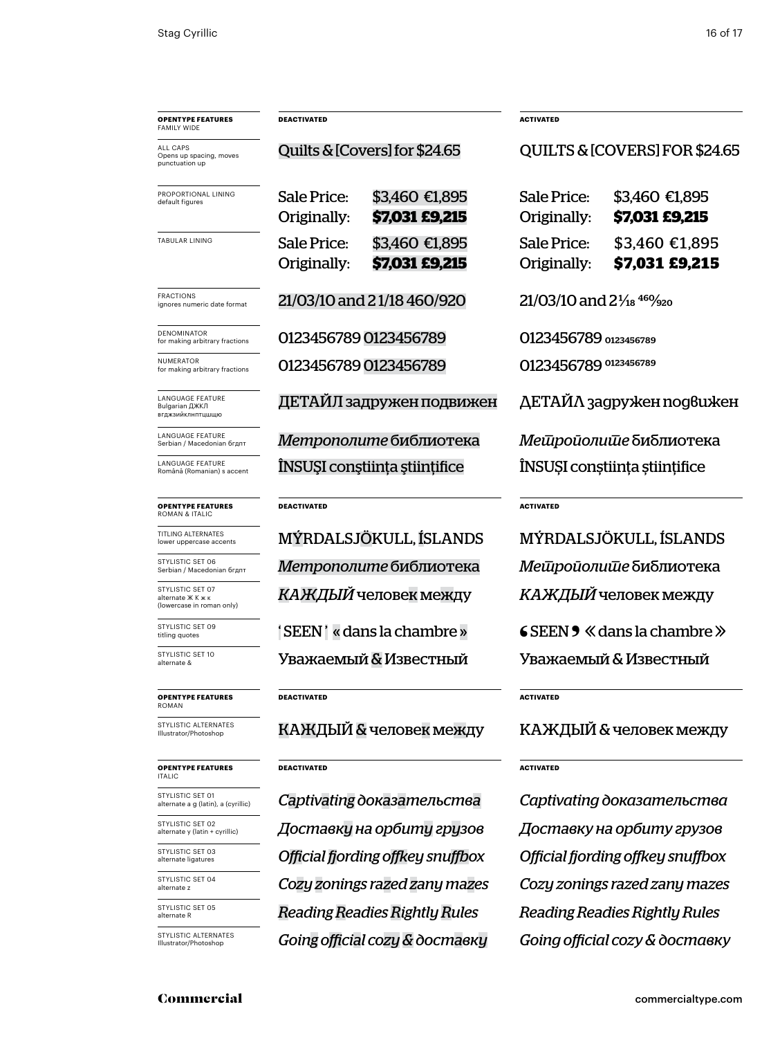| **OPENTYPE FEATURES** FAMILY WIDE | **DEACTIVATED** | **ACTIVATED** |
| --- | --- | --- |
| ALL CAPS Opens up spacing, moves punctuation up | Quilts & [Covers] for $24.65 | QUILTS & [COVERS] FOR $24.65 |
| PROPORTIONAL LINING default figures | Sale Price: $3,460 €1,895 Originally: **$7,031 £9,215** | Sale Price: $3,460 €1,895 Originally: **$7,031 £9,215** |
| TABULAR LINING | Sale Price: $3,460 €1,895 Originally: **$7,031 £9,215** | Sale Price: $3,460 €1,895 Originally: **$7,031 £9,215** |
| FRACTIONS ignores numeric date format | 21/03/10 and 2 1/18 460/920 | 21/03/10 and 2 1/18 460/920 |
| DENOMINATOR for making arbitrary fractions | 0123456789 0123456789 | 0123456789 0123456789 |
| NUMERATOR for making arbitrary fractions | 0123456789 0123456789 | 0123456789 0123456789 |
| LANGUAGE FEATURE Bulgarian ДЖКЛ вгджзийклнптцшщю | ДЕТАЙЛ задружен подвижен | ДЕТАЙЛ задружен подвижен |
| LANGUAGE FEATURE Serbian / Macedonian бгдпт | *Метрополите* библиотека | *Метрополите* библиотека |
| LANGUAGE FEATURE Română (Romanian) s accent | ÎNSUŞI conştiinţa ştiinţifice | ÎNSUȘI conștiința științifice |

| **OPENTYPE FEATURES** ROMAN & ITALIC | **DEACTIVATED** | **ACTIVATED** |
| --- | --- | --- |
| TITLING ALTERNATES lower uppercase accents | MÝRDALSJÖKULL, ÍSLANDS | MÝRDALSJÖKULL, ÍSLANDS |
| STYLISTIC SET 06 Serbian / Macedonian бгдпт | *Метрополите* библиотека | *Метрополите* библиотека |
| STYLISTIC SET 07 alternate Ж К ж к (lowercase in roman only) | *КАЖДЫЙ* человек между | *КАЖДЫЙ* человек между |
| STYLISTIC SET 09 titling quotes | ‘SEEN’ « dans la chambre » | ‘SEEN’ « dans la chambre » |
| STYLISTIC SET 10 alternate & | Уважаемый & Известный | Уважаемый & Известный |

| **OPENTYPE FEATURES** ROMAN | **DEACTIVATED** | **ACTIVATED** |
| --- | --- | --- |
| STYLISTIC ALTERNATES Illustrator/Photoshop | КАЖДЫЙ & человек между | КАЖДЫЙ & человек между |

| **OPENTYPE FEATURES** ITALIC | **DEACTIVATED** | **ACTIVATED** |
| --- | --- | --- |
| STYLISTIC SET 01 alternate a g (latin), a (cyrillic) | *Captivating доказательства* | *Captivating доказательства* |
| STYLISTIC SET 02 alternate y (latin + cyrillic) | *Доставку на орбиту грузов* | *Доставку на орбиту грузов* |
| STYLISTIC SET 03 alternate ligatures | *Official fjording offkey snuffbox* | *Official fjording offkey snuffbox* |
| STYLISTIC SET 04 alternate z | *Cozy zonings razed zany mazes* | *Cozy zonings razed zany mazes* |
| STYLISTIC SET 05 alternate R | *Reading Readies Rightly Rules* | *Reading Readies Rightly Rules* |
| STYLISTIC ALTERNATES Illustrator/Photoshop | *Going official cozy & доставку* | *Going official cozy & доставку* |

**Commercial** commercialtype.com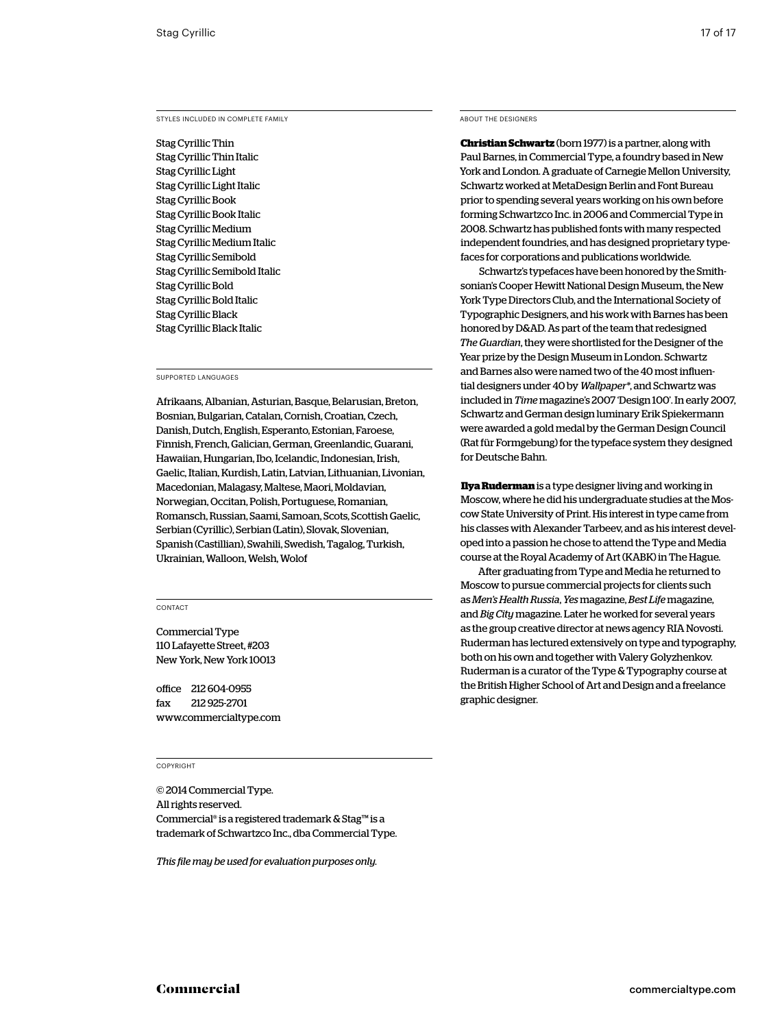## STYLES INCLUDED IN COMPLETE FAMILY

Stag Cyrillic Thin
Stag Cyrillic Thin Italic
Stag Cyrillic Light
Stag Cyrillic Light Italic
Stag Cyrillic Book
Stag Cyrillic Book Italic
Stag Cyrillic Medium
Stag Cyrillic Medium Italic
Stag Cyrillic Semibold
Stag Cyrillic Semibold Italic
Stag Cyrillic Bold
Stag Cyrillic Bold Italic
Stag Cyrillic Black
Stag Cyrillic Black Italic

## SUPPORTED LANGUAGES

Afrikaans, Albanian, Asturian, Basque, Belarusian, Breton, Bosnian, Bulgarian, Catalan, Cornish, Croatian, Czech, Danish, Dutch, English, Esperanto, Estonian, Faroese, Finnish, French, Galician, German, Greenlandic, Guarani, Hawaiian, Hungarian, Ibo, Icelandic, Indonesian, Irish, Gaelic, Italian, Kurdish, Latin, Latvian, Lithuanian, Livonian, Macedonian, Malagasy, Maltese, Maori, Moldavian, Norwegian, Occitan, Polish, Portuguese, Romanian, Romansch, Russian, Saami, Samoan, Scots, Scottish Gaelic, Serbian (Cyrillic), Serbian (Latin), Slovak, Slovenian, Spanish (Castillian), Swahili, Swedish, Tagalog, Turkish, Ukrainian, Walloon, Welsh, Wolof

## CONTACT

Commercial Type
110 Lafayette Street, #203
New York, New York 10013

office 212 604-0955
fax 212 925-2701
www.commercialtype.com

## COPYRIGHT

© 2014 Commercial Type.
All rights reserved.
Commercial® is a registered trademark & Stag™ is a trademark of Schwartzco Inc., dba Commercial Type.

*This file may be used for evaluation purposes only.*

## ABOUT THE DESIGNERS

**Christian Schwartz** (born 1977) is a partner, along with Paul Barnes, in Commercial Type, a foundry based in New York and London. A graduate of Carnegie Mellon University, Schwartz worked at MetaDesign Berlin and Font Bureau prior to spending several years working on his own before forming Schwartzco Inc. in 2006 and Commercial Type in 2008. Schwartz has published fonts with many respected independent foundries, and has designed proprietary typefaces for corporations and publications worldwide.

Schwartz's typefaces have been honored by the Smithsonian's Cooper Hewitt National Design Museum, the New York Type Directors Club, and the International Society of Typographic Designers, and his work with Barnes has been honored by D&AD. As part of the team that redesigned *The Guardian*, they were shortlisted for the Designer of the Year prize by the Design Museum in London. Schwartz and Barnes also were named two of the 40 most influential designers under 40 by *Wallpaper\**, and Schwartz was included in *Time* magazine's 2007 'Design 100'. In early 2007, Schwartz and German design luminary Erik Spiekermann were awarded a gold medal by the German Design Council (Rat für Formgebung) for the typeface system they designed for Deutsche Bahn.

**Ilya Ruderman** is a type designer living and working in Moscow, where he did his undergraduate studies at the Moscow State University of Print. His interest in type came from his classes with Alexander Tarbeev, and as his interest developed into a passion he chose to attend the Type and Media course at the Royal Academy of Art (KABK) in The Hague.

After graduating from Type and Media he returned to Moscow to pursue commercial projects for clients such as *Men's Health Russia*, *Yes* magazine, *Best Life* magazine, and *Big City* magazine. Later he worked for several years as the group creative director at news agency RIA Novosti. Ruderman has lectured extensively on type and typography, both on his own and together with Valery Golyzhenkov. Ruderman is a curator of the Type & Typography course at the British Higher School of Art and Design and a freelance graphic designer.